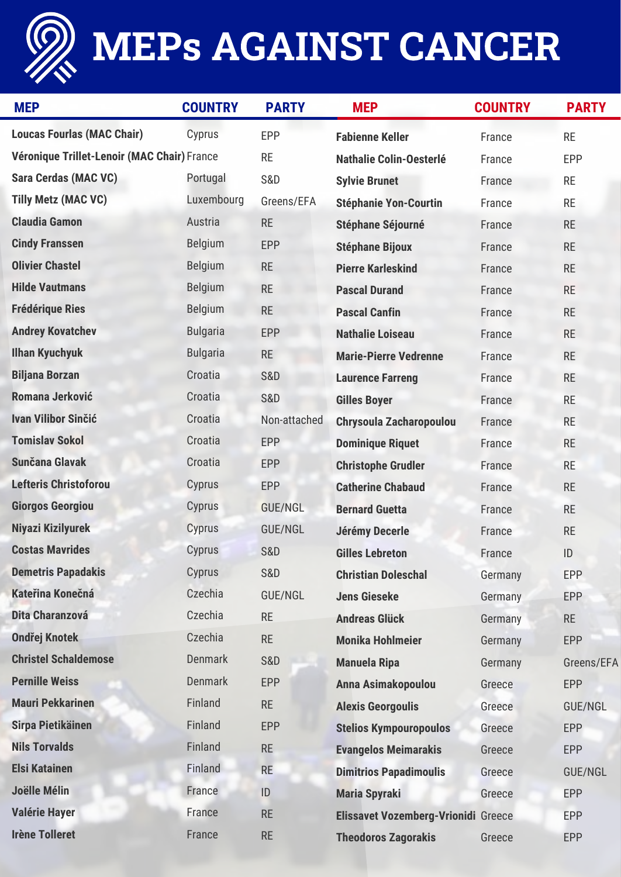# MEPs AGAINST CANCER

| MEP | COUNTRY | PARTY |
|---|---|---|
| **Loucas Fourlas (MAC Chair)** | Cyprus | EPP |
| **Véronique Trillet-Lenoir (MAC Chair)** | France | RE |
| **Sara Cerdas (MAC VC)** | Portugal | S&D |
| **Tilly Metz (MAC VC)** | Luxembourg | Greens/EFA |
| **Claudia Gamon** | Austria | RE |
| **Cindy Franssen** | Belgium | EPP |
| **Olivier Chastel** | Belgium | RE |
| **Hilde Vautmans** | Belgium | RE |
| **Frédérique Ries** | Belgium | RE |
| **Andrey Kovatchev** | Bulgaria | EPP |
| **Ilhan Kyuchyuk** | Bulgaria | RE |
| **Biljana Borzan** | Croatia | S&D |
| **Romana Jerković** | Croatia | S&D |
| **Ivan Vilibor Sinčić** | Croatia | Non-attached |
| **Tomislav Sokol** | Croatia | EPP |
| **Sunčana Glavak** | Croatia | EPP |
| **Lefteris Christoforou** | Cyprus | EPP |
| **Giorgos Georgiou** | Cyprus | GUE/NGL |
| **Niyazi Kizilyurek** | Cyprus | GUE/NGL |
| **Costas Mavrides** | Cyprus | S&D |
| **Demetris Papadakis** | Cyprus | S&D |
| **Kateřina Konečná** | Czechia | GUE/NGL |
| **Dita Charanzová** | Czechia | RE |
| **Ondřej Knotek** | Czechia | RE |
| **Christel Schaldemose** | Denmark | S&D |
| **Pernille Weiss** | Denmark | EPP |
| **Mauri Pekkarinen** | Finland | RE |
| **Sirpa Pietikäinen** | Finland | EPP |
| **Nils Torvalds** | Finland | RE |
| **Elsi Katainen** | Finland | RE |
| **Joëlle Mélin** | France | ID |
| **Valérie Hayer** | France | RE |
| **Irène Tolleret** | France | RE |
| **Fabienne Keller** | France | RE |
| **Nathalie Colin-Oesterlé** | France | EPP |
| **Sylvie Brunet** | France | RE |
| **Stéphanie Yon-Courtin** | France | RE |
| **Stéphane Séjourné** | France | RE |
| **Stéphane Bijoux** | France | RE |
| **Pierre Karleskind** | France | RE |
| **Pascal Durand** | France | RE |
| **Pascal Canfin** | France | RE |
| **Nathalie Loiseau** | France | RE |
| **Marie-Pierre Vedrenne** | France | RE |
| **Laurence Farreng** | France | RE |
| **Gilles Boyer** | France | RE |
| **Chrysoula Zacharopoulou** | France | RE |
| **Dominique Riquet** | France | RE |
| **Christophe Grudler** | France | RE |
| **Catherine Chabaud** | France | RE |
| **Bernard Guetta** | France | RE |
| **Jérémy Decerle** | France | RE |
| **Gilles Lebreton** | France | ID |
| **Christian Doleschal** | Germany | EPP |
| **Jens Gieseke** | Germany | EPP |
| **Andreas Glück** | Germany | RE |
| **Monika Hohlmeier** | Germany | EPP |
| **Manuela Ripa** | Germany | Greens/EFA |
| **Anna Asimakopoulou** | Greece | EPP |
| **Alexis Georgoulis** | Greece | GUE/NGL |
| **Stelios Kympouropoulos** | Greece | EPP |
| **Evangelos Meimarakis** | Greece | EPP |
| **Dimitrios Papadimoulis** | Greece | GUE/NGL |
| **Maria Spyraki** | Greece | EPP |
| **Elissavet Vozemberg-Vrionidi** | Greece | EPP |
| **Theodoros Zagorakis** | Greece | EPP |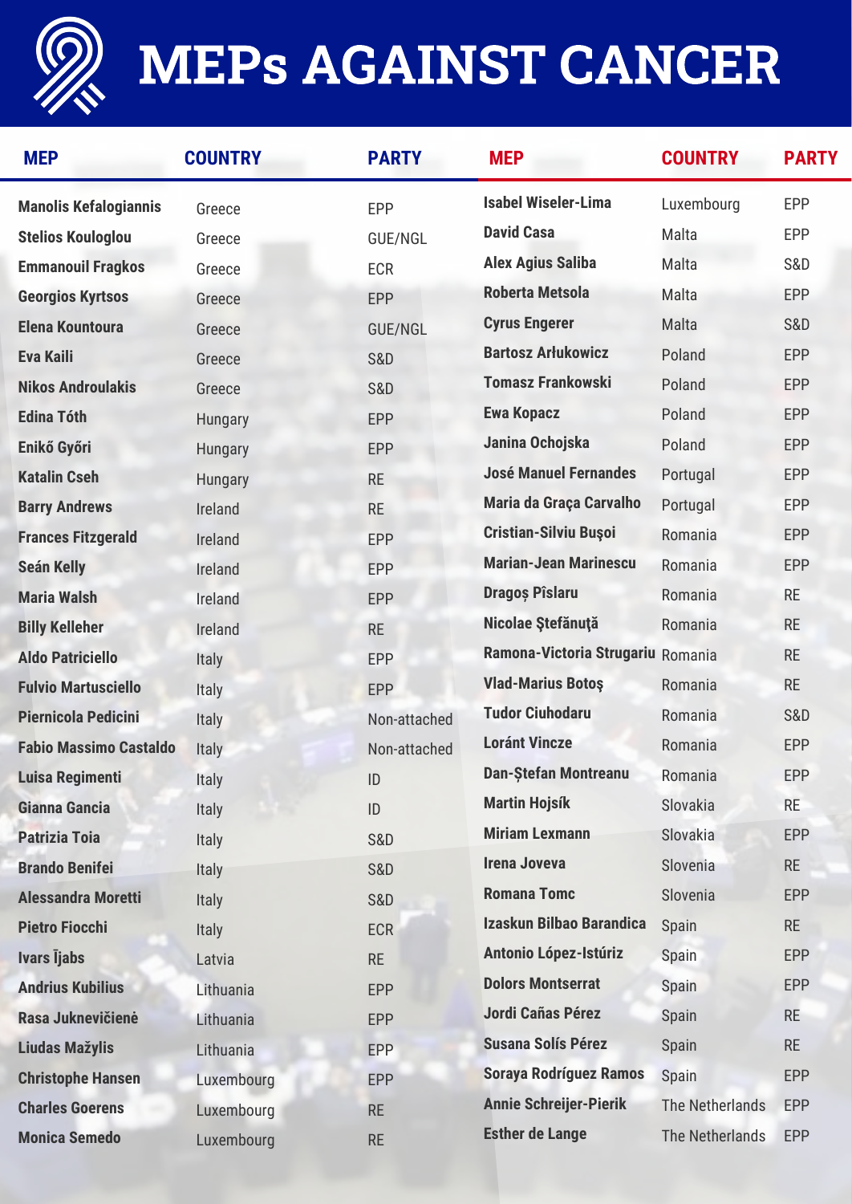# MEPs AGAINST CANCER

| MEP | COUNTRY | PARTY |
|---|---|---|
| **Manolis Kefalogiannis** | Greece | EPP |
| **Stelios Kouloglou** | Greece | GUE/NGL |
| **Emmanouil Fragkos** | Greece | ECR |
| **Georgios Kyrtsos** | Greece | EPP |
| **Elena Kountoura** | Greece | GUE/NGL |
| **Eva Kaili** | Greece | S&D |
| **Nikos Androulakis** | Greece | S&D |
| **Edina Tóth** | Hungary | EPP |
| **Enikő Győri** | Hungary | EPP |
| **Katalin Cseh** | Hungary | RE |
| **Barry Andrews** | Ireland | RE |
| **Frances Fitzgerald** | Ireland | EPP |
| **Seán Kelly** | Ireland | EPP |
| **Maria Walsh** | Ireland | EPP |
| **Billy Kelleher** | Ireland | RE |
| **Aldo Patriciello** | Italy | EPP |
| **Fulvio Martusciello** | Italy | EPP |
| **Piernicola Pedicini** | Italy | Non-attached |
| **Fabio Massimo Castaldo** | Italy | Non-attached |
| **Luisa Regimenti** | Italy | ID |
| **Gianna Gancia** | Italy | ID |
| **Patrizia Toia** | Italy | S&D |
| **Brando Benifei** | Italy | S&D |
| **Alessandra Moretti** | Italy | S&D |
| **Pietro Fiocchi** | Italy | ECR |
| **Ivars Ījabs** | Latvia | RE |
| **Andrius Kubilius** | Lithuania | EPP |
| **Rasa Juknevičienė** | Lithuania | EPP |
| **Liudas Mažylis** | Lithuania | EPP |
| **Christophe Hansen** | Luxembourg | EPP |
| **Charles Goerens** | Luxembourg | RE |
| **Monica Semedo** | Luxembourg | RE |
| **Isabel Wiseler-Lima** | Luxembourg | EPP |
| **David Casa** | Malta | EPP |
| **Alex Agius Saliba** | Malta | S&D |
| **Roberta Metsola** | Malta | EPP |
| **Cyrus Engerer** | Malta | S&D |
| **Bartosz Arłukowicz** | Poland | EPP |
| **Tomasz Frankowski** | Poland | EPP |
| **Ewa Kopacz** | Poland | EPP |
| **Janina Ochojska** | Poland | EPP |
| **José Manuel Fernandes** | Portugal | EPP |
| **Maria da Graça Carvalho** | Portugal | EPP |
| **Cristian-Silviu Bușoi** | Romania | EPP |
| **Marian-Jean Marinescu** | Romania | EPP |
| **Dragoș Pîslaru** | Romania | RE |
| **Nicolae Ştefănuță** | Romania | RE |
| **Ramona-Victoria Strugariu** | Romania | RE |
| **Vlad-Marius Botoș** | Romania | RE |
| **Tudor Ciuhodaru** | Romania | S&D |
| **Loránt Vincze** | Romania | EPP |
| **Dan-Ștefan Montreanu** | Romania | EPP |
| **Martin Hojsík** | Slovakia | RE |
| **Miriam Lexmann** | Slovakia | EPP |
| **Irena Joveva** | Slovenia | RE |
| **Romana Tomc** | Slovenia | EPP |
| **Izaskun Bilbao Barandica** | Spain | RE |
| **Antonio López-Istúriz** | Spain | EPP |
| **Dolors Montserrat** | Spain | EPP |
| **Jordi Cañas Pérez** | Spain | RE |
| **Susana Solís Pérez** | Spain | RE |
| **Soraya Rodríguez Ramos** | Spain | EPP |
| **Annie Schreijer-Pierik** | The Netherlands | EPP |
| **Esther de Lange** | The Netherlands | EPP |